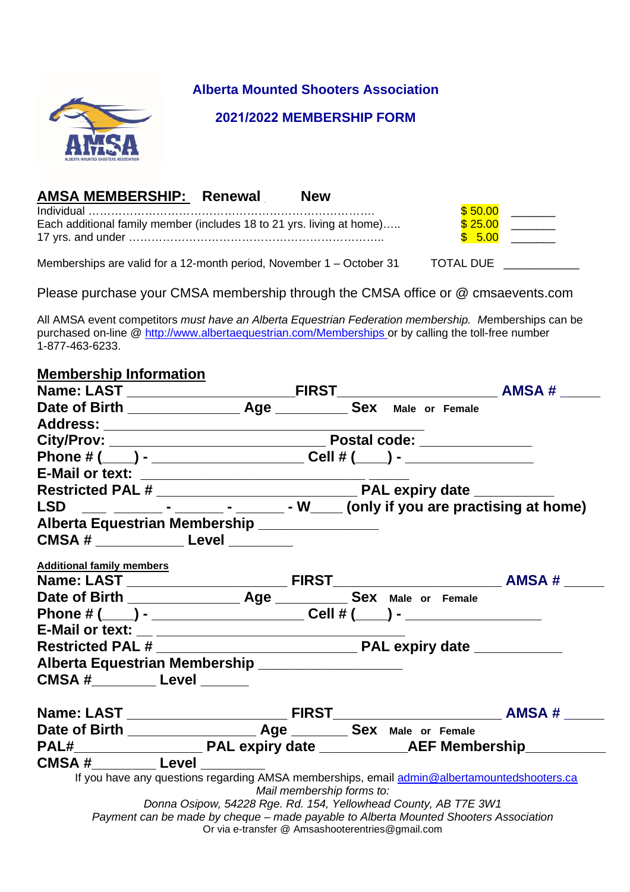# Alberta Mounted Shooters Association

## 2021/2022 MEMBERSHIP FORM

**AMSA MEMBERSHIP:** **Renewal** **New**

| | | |
|---|---|---|
| Individual ……………………………………………………………… | $ 50.00 | _______ |
| Each additional family member (includes 18 to 21 yrs. living at home)….. | $ 25.00 | _______ |
| 17 yrs. and under ………………………………………………………. | $ 5.00 | _______ |

Memberships are valid for a 12-month period, November 1 – October 31 TOTAL DUE ____________

Please purchase your CMSA membership through the CMSA office or @ cmsaevents.com

All AMSA event competitors *must have an Alberta Equestrian Federation membership.* Memberships can be purchased on-line @ http://www.albertaequestrian.com/Memberships or by calling the toll-free number 1-877-463-6233.

**Membership Information**

**Name: LAST** ____________________ **FIRST** ____________________ **AMSA #** _____
**Date of Birth** ______________ **Age** _________ **Sex** Male or Female
**Address:** ________________________________________
**City/Prov:** ___________________________ **Postal code:** ______________
**Phone # (____) -** __________________ **Cell # (____) -** ________________
**E-Mail or text:** ______________________________ _____
**Restricted PAL #** _________________________ **PAL expiry date** __________
**LSD** ___ ______ **-** ______ **-** ______ **- W**____ **(only if you are practising at home)**
**Alberta Equestrian Membership** _______________
**CMSA #** ___________ **Level** ________

**Additional family members**

**Name: LAST** ____________________ **FIRST** ____________________ **AMSA #** _____
**Date of Birth** ______________ **Age** _________ **Sex** Male or Female
**Phone # (____) -** __________________ **Cell # (____) -** ________________
**E-Mail or text:** __ ________________________________
**Restricted PAL #** _________________________ **PAL expiry date** ___________
**Alberta Equestrian Membership** __________________
**CMSA #**________ **Level** ______

**Name: LAST** ____________________ **FIRST** ____________________ **AMSA #** _____
**Date of Birth** ________________ **Age** ________ **Sex** Male or Female
**PAL#**________________ **PAL expiry date** ___________**AEF Membership**__________
**CMSA #**________ **Level** ________

If you have any questions regarding AMSA memberships, email admin@albertamountedshooters.ca

*Mail membership forms to:*

*Donna Osipow, 54228 Rge. Rd. 154, Yellowhead County, AB T7E 3W1*

*Payment can be made by cheque – made payable to Alberta Mounted Shooters Association*

Or via e-transfer @ Amsashooterentries@gmail.com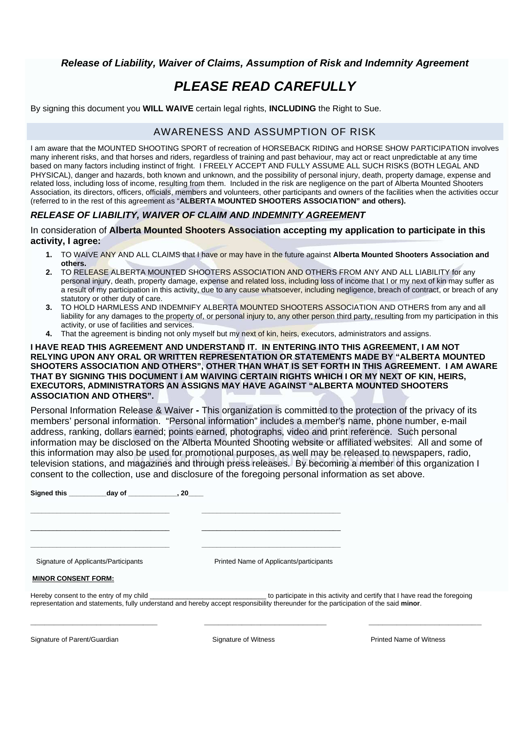***Release of Liability, Waiver of Claims, Assumption of Risk and Indemnity Agreement***

# *PLEASE READ CAREFULLY*

By signing this document you **WILL WAIVE** certain legal rights, **INCLUDING** the Right to Sue.

## AWARENESS AND ASSUMPTION OF RISK

I am aware that the MOUNTED SHOOTING SPORT of recreation of HORSEBACK RIDING and HORSE SHOW PARTICIPATION involves many inherent risks, and that horses and riders, regardless of training and past behaviour, may act or react unpredictable at any time based on many factors including instinct of fright. I FREELY ACCEPT AND FULLY ASSUME ALL SUCH RISKS (BOTH LEGAL AND PHYSICAL), danger and hazards, both known and unknown, and the possibility of personal injury, death, property damage, expense and related loss, including loss of income, resulting from them. Included in the risk are negligence on the part of Alberta Mounted Shooters Association, its directors, officers, officials, members and volunteers, other participants and owners of the facilities when the activities occur (referred to in the rest of this agreement as "**ALBERTA MOUNTED SHOOTERS ASSOCIATION" and others).**

### *RELEASE OF LIABILITY, WAIVER OF CLAIM AND INDEMNITY AGREEMENT*

In consideration of **Alberta Mounted Shooters Association accepting my application to participate in this activity, I agree:**

1. TO WAIVE ANY AND ALL CLAIMS that I have or may have in the future against **Alberta Mounted Shooters Association and others.**
2. TO RELEASE ALBERTA MOUNTED SHOOTERS ASSOCIATION AND OTHERS FROM ANY AND ALL LIABILITY for any personal injury, death, property damage, expense and related loss, including loss of income that I or my next of kin may suffer as a result of my participation in this activity, due to any cause whatsoever, including negligence, breach of contract, or breach of any statutory or other duty of care.
3. TO HOLD HARMLESS AND INDEMNIFY ALBERTA MOUNTED SHOOTERS ASSOCIATION AND OTHERS from any and all liability for any damages to the property of, or personal injury to, any other person third party, resulting from my participation in this activity, or use of facilities and services.
4. That the agreement is binding not only myself but my next of kin, heirs, executors, administrators and assigns.

**I HAVE READ THIS AGREEMENT AND UNDERSTAND IT. IN ENTERING INTO THIS AGREEMENT, I AM NOT RELYING UPON ANY ORAL OR WRITTEN REPRESENTATION OR STATEMENTS MADE BY "ALBERTA MOUNTED SHOOTERS ASSOCIATION AND OTHERS", OTHER THAN WHAT IS SET FORTH IN THIS AGREEMENT. I AM AWARE THAT BY SIGNING THIS DOCUMENT I AM WAIVING CERTAIN RIGHTS WHICH I OR MY NEXT OF KIN, HEIRS, EXECUTORS, ADMINISTRATORS AN ASSIGNS MAY HAVE AGAINST "ALBERTA MOUNTED SHOOTERS ASSOCIATION AND OTHERS".**

Personal Information Release & Waiver **-** This organization is committed to the protection of the privacy of its members' personal information. "Personal information" includes a member's name, phone number, e-mail address, ranking, dollars earned; points earned, photographs, video and print reference. Such personal information may be disclosed on the Alberta Mounted Shooting website or affiliated websites. All and some of this information may also be used for promotional purposes, as well may be released to newspapers, radio, television stations, and magazines and through press releases. By becoming a member of this organization I consent to the collection, use and disclosure of the foregoing personal information as set above.

**Signed this __________day of _____________, 20____**

__________________________________ __________________________________

__________________________________ __________________________________

__________________________________ __________________________________

Signature of Applicants/Participants Printed Name of Applicants/participants

**MINOR CONSENT FORM:**

Hereby consent to the entry of my child _______________________________ to participate in this activity and certify that I have read the foregoing representation and statements, fully understand and hereby accept responsibility thereunder for the participation of the said **minor**.

________________________________ ________________________________ ______________________________

Signature of Parent/Guardian Signature of Witness Printed Name of Witness